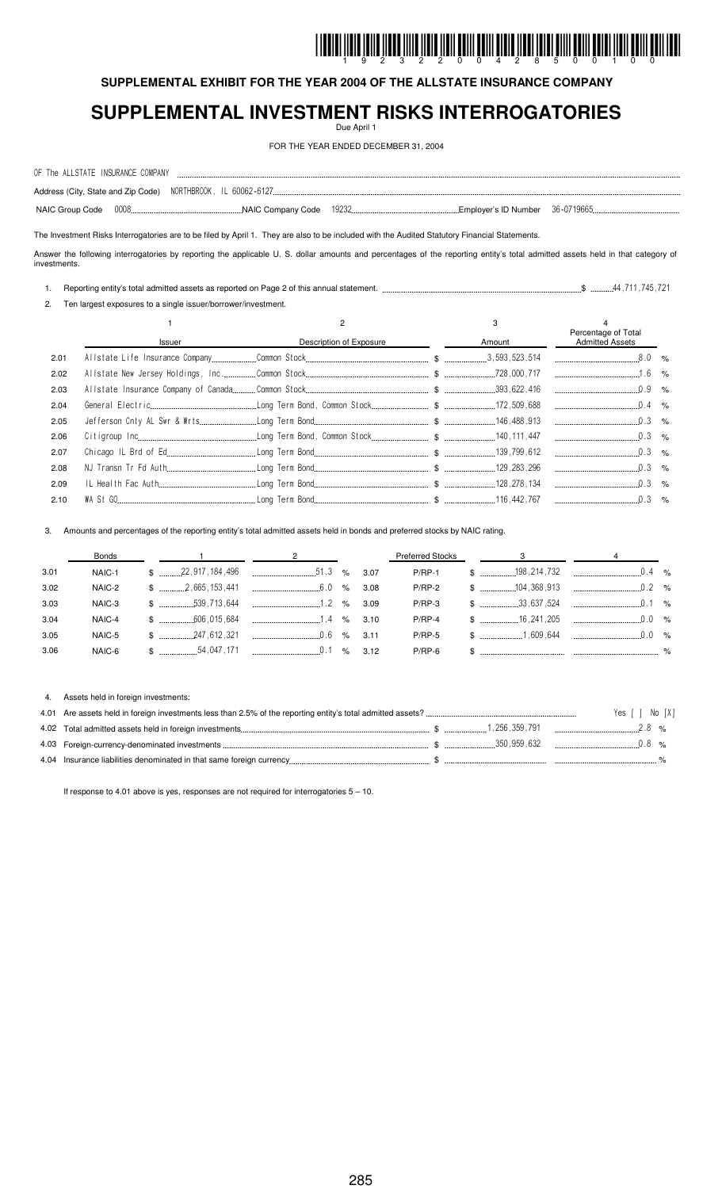**SUPPLEMENTAL EXHIBIT FOR THE YEAR 2004 OF THE ALLSTATE INSURANCE COMPANY**

# SUPPLEMENTAL INVESTMENT RISKS INTERROGATORIES

Due April 1

FOR THE YEAR ENDED DECEMBER 31, 2004

OF The ALLSTATE INSURANCE COMPANY

Address (City, State and Zip Code) NORTHBROOK, IL 60062-6127

NAIC Group Code 0008 NAIC Company Code 19232 Employer's ID Number 36-0719665

The Investment Risks Interrogatories are to be filed by April 1. They are also to be included with the Audited Statutory Financial Statements.

Answer the following interrogatories by reporting the applicable U. S. dollar amounts and percentages of the reporting entity's total admitted assets held in that category of investments.

1. Reporting entity's total admitted assets as reported on Page 2 of this annual statement. $ 44,711,745,721

2. Ten largest exposures to a single issuer/borrower/investment.

| | 1<br>Issuer | 2<br>Description of Exposure | 3<br>Amount | 4<br>Percentage of Total Admitted Assets |
|---|---|---|---|---|
| 2.01 | Allstate Life Insurance Company | Common Stock | $ 3,593,523,514 | 8.0 % |
| 2.02 | Allstate New Jersey Holdings, Inc. | Common Stock | $ 728,000,717 | 1.6 % |
| 2.03 | Allstate Insurance Company of Canada | Common Stock | $ 393,622,416 | 0.9 % |
| 2.04 | General Electric | Long Term Bond, Common Stock | $ 172,509,688 | 0.4 % |
| 2.05 | Jefferson Cnty AL Swr & Wrts | Long Term Bond | $ 146,488,913 | 0.3 % |
| 2.06 | Citigroup Inc | Long Term Bond, Common Stock | $ 140,111,447 | 0.3 % |
| 2.07 | Chicago IL Brd of Ed | Long Term Bond | $ 139,799,612 | 0.3 % |
| 2.08 | NJ Transn Tr Fd Auth | Long Term Bond | $ 129,283,296 | 0.3 % |
| 2.09 | IL Health Fac Auth | Long Term Bond | $ 128,278,134 | 0.3 % |
| 2.10 | WA St GO | Long Term Bond | $ 116,442,767 | 0.3 % |

3. Amounts and percentages of the reporting entity's total admitted assets held in bonds and preferred stocks by NAIC rating.

| | Bonds | 1 | 2 | | Preferred Stocks | 3 | 4 |
|---|---|---|---|---|---|---|---|
| 3.01 | NAIC-1 | $ 22,917,184,496 | 51.3 % | 3.07 | P/RP-1 | $ 198,214,732 | 0.4 % |
| 3.02 | NAIC-2 | $ 2,665,153,441 | 6.0 % | 3.08 | P/RP-2 | $ 104,368,913 | 0.2 % |
| 3.03 | NAIC-3 | $ 539,713,644 | 1.2 % | 3.09 | P/RP-3 | $ 33,637,524 | 0.1 % |
| 3.04 | NAIC-4 | $ 606,015,684 | 1.4 % | 3.10 | P/RP-4 | $ 16,241,205 | 0.0 % |
| 3.05 | NAIC-5 | $ 247,612,321 | 0.6 % | 3.11 | P/RP-5 | $ 1,609,644 | 0.0 % |
| 3.06 | NAIC-6 | $ 54,047,171 | 0.1 % | 3.12 | P/RP-6 | $ | % |

4. Assets held in foreign investments:

| | | | |
|---|---|---|---|
| 4.01 | Are assets held in foreign investments less than 2.5% of the reporting entity's total admitted assets? | | Yes [ ] No [X] |
| 4.02 | Total admitted assets held in foreign investments | $ 1,256,359,791 | 2.8 % |
| 4.03 | Foreign-currency-denominated investments | $ 350,959,632 | 0.8 % |
| 4.04 | Insurance liabilities denominated in that same foreign currency | $ | % |

If response to 4.01 above is yes, responses are not required for interrogatories 5 – 10.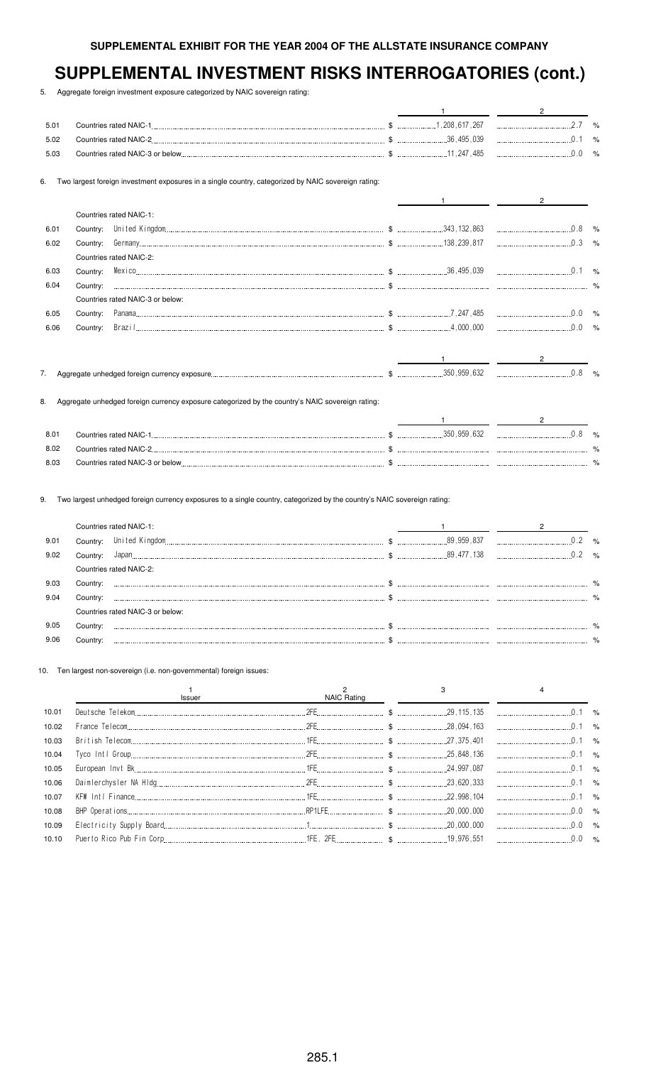SUPPLEMENTAL EXHIBIT FOR THE YEAR 2004 OF THE ALLSTATE INSURANCE COMPANY

# SUPPLEMENTAL INVESTMENT RISKS INTERROGATORIES (cont.)

5. Aggregate foreign investment exposure categorized by NAIC sovereign rating:

| | | 1 | 2 |
|---|---|---|---|
| 5.01 | Countries rated NAIC-1 | $ 1,208,617,267 | 2.7 % |
| 5.02 | Countries rated NAIC-2 | $ 36,495,039 | 0.1 % |
| 5.03 | Countries rated NAIC-3 or below | $ 11,247,485 | 0.0 % |

6. Two largest foreign investment exposures in a single country, categorized by NAIC sovereign rating:

| | | 1 | 2 |
|---|---|---|---|
| | Countries rated NAIC-1: | | |
| 6.01 | Country: United Kingdom | $ 343,132,863 | 0.8 % |
| 6.02 | Country: Germany | $ 138,239,817 | 0.3 % |
| | Countries rated NAIC-2: | | |
| 6.03 | Country: Mexico | $ 36,495,039 | 0.1 % |
| 6.04 | Country: | $ | % |
| | Countries rated NAIC-3 or below: | | |
| 6.05 | Country: Panama | $ 7,247,485 | 0.0 % |
| 6.06 | Country: Brazil | $ 4,000,000 | 0.0 % |

| | | 1 | 2 |
|---|---|---|---|
| 7. | Aggregate unhedged foreign currency exposure | $ 350,959,632 | 0.8 % |

8. Aggregate unhedged foreign currency exposure categorized by the country's NAIC sovereign rating:

| | | 1 | 2 |
|---|---|---|---|
| 8.01 | Countries rated NAIC-1 | $ 350,959,632 | 0.8 % |
| 8.02 | Countries rated NAIC-2 | $ | % |
| 8.03 | Countries rated NAIC-3 or below | $ | % |

9. Two largest unhedged foreign currency exposures to a single country, categorized by the country's NAIC sovereign rating:

| | | 1 | 2 |
|---|---|---|---|
| | Countries rated NAIC-1: | | |
| 9.01 | Country: United Kingdom | $ 89,959,837 | 0.2 % |
| 9.02 | Country: Japan | $ 89,477,138 | 0.2 % |
| | Countries rated NAIC-2: | | |
| 9.03 | Country: | $ | % |
| 9.04 | Country: | $ | % |
| | Countries rated NAIC-3 or below: | | |
| 9.05 | Country: | $ | % |
| 9.06 | Country: | $ | % |

10. Ten largest non-sovereign (i.e. non-governmental) foreign issues:

| | 1<br>Issuer | 2<br>NAIC Rating | 3 | 4 |
|---|---|---|---|---|
| 10.01 | Deutsche Telekom | 2FE | $ 29,115,135 | 0.1 % |
| 10.02 | France Telecom | 2FE | $ 28,094,163 | 0.1 % |
| 10.03 | British Telecom | 1FE | $ 27,375,401 | 0.1 % |
| 10.04 | Tyco Intl Group | 2FE | $ 25,848,136 | 0.1 % |
| 10.05 | European Invt Bk | 1FE | $ 24,997,087 | 0.1 % |
| 10.06 | Daimlerchysler NA Hldg | 2FE | $ 23,620,333 | 0.1 % |
| 10.07 | KFW Intl Finance | 1FE | $ 22,998,104 | 0.1 % |
| 10.08 | BHP Operations | RP1LFE | $ 20,000,000 | 0.0 % |
| 10.09 | Electricity Supply Board | 1 | $ 20,000,000 | 0.0 % |
| 10.10 | Puerto Rico Pub Fin Corp | 1FE, 2FE | $ 19,976,551 | 0.0 % |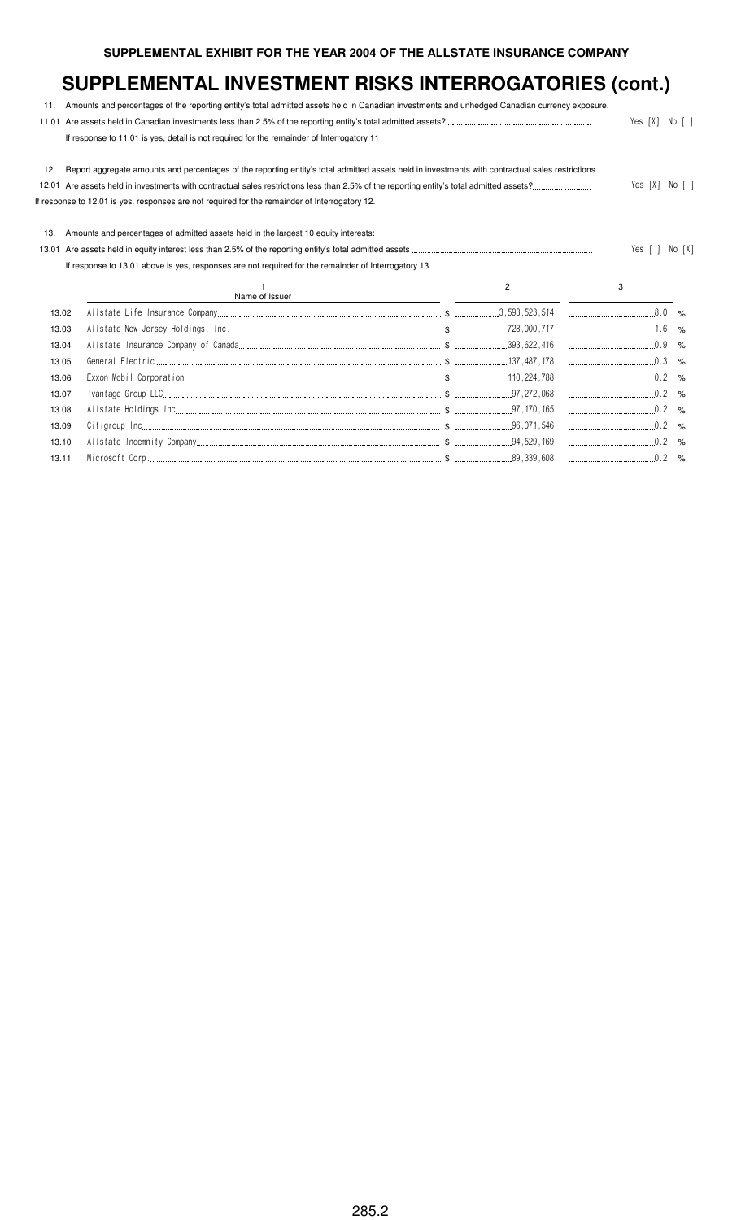**SUPPLEMENTAL EXHIBIT FOR THE YEAR 2004 OF THE ALLSTATE INSURANCE COMPANY**

# SUPPLEMENTAL INVESTMENT RISKS INTERROGATORIES (cont.)

11. Amounts and percentages of the reporting entity's total admitted assets held in Canadian investments and unhedged Canadian currency exposure.

11.01 Are assets held in Canadian investments less than 2.5% of the reporting entity's total admitted assets? Yes [X] No [ ]

If response to 11.01 is yes, detail is not required for the remainder of Interrogatory 11

12. Report aggregate amounts and percentages of the reporting entity's total admitted assets held in investments with contractual sales restrictions.

12.01 Are assets held in investments with contractual sales restrictions less than 2.5% of the reporting entity's total admitted assets? Yes [X] No [ ]

If response to 12.01 is yes, responses are not required for the remainder of Interrogatory 12.

13. Amounts and percentages of admitted assets held in the largest 10 equity interests:

13.01 Are assets held in equity interest less than 2.5% of the reporting entity's total admitted assets Yes [ ] No [X]

If response to 13.01 above is yes, responses are not required for the remainder of Interrogatory 13.

| | 1<br>Name of Issuer | 2 | 3 |
|---|---|---|---|
| 13.02 | Allstate Life Insurance Company | $ 3,593,523,514 | 8.0 % |
| 13.03 | Allstate New Jersey Holdings, Inc. | $ 728,000,717 | 1.6 % |
| 13.04 | Allstate Insurance Company of Canada | $ 393,622,416 | 0.9 % |
| 13.05 | General Electric | $ 137,487,178 | 0.3 % |
| 13.06 | Exxon Mobil Corporation | $ 110,224,788 | 0.2 % |
| 13.07 | Ivantage Group LLC | $ 97,272,068 | 0.2 % |
| 13.08 | Allstate Holdings Inc | $ 97,170,165 | 0.2 % |
| 13.09 | Citigroup Inc | $ 96,071,546 | 0.2 % |
| 13.10 | Allstate Indemnity Company | $ 94,529,169 | 0.2 % |
| 13.11 | Microsoft Corp. | $ 89,339,608 | 0.2 % |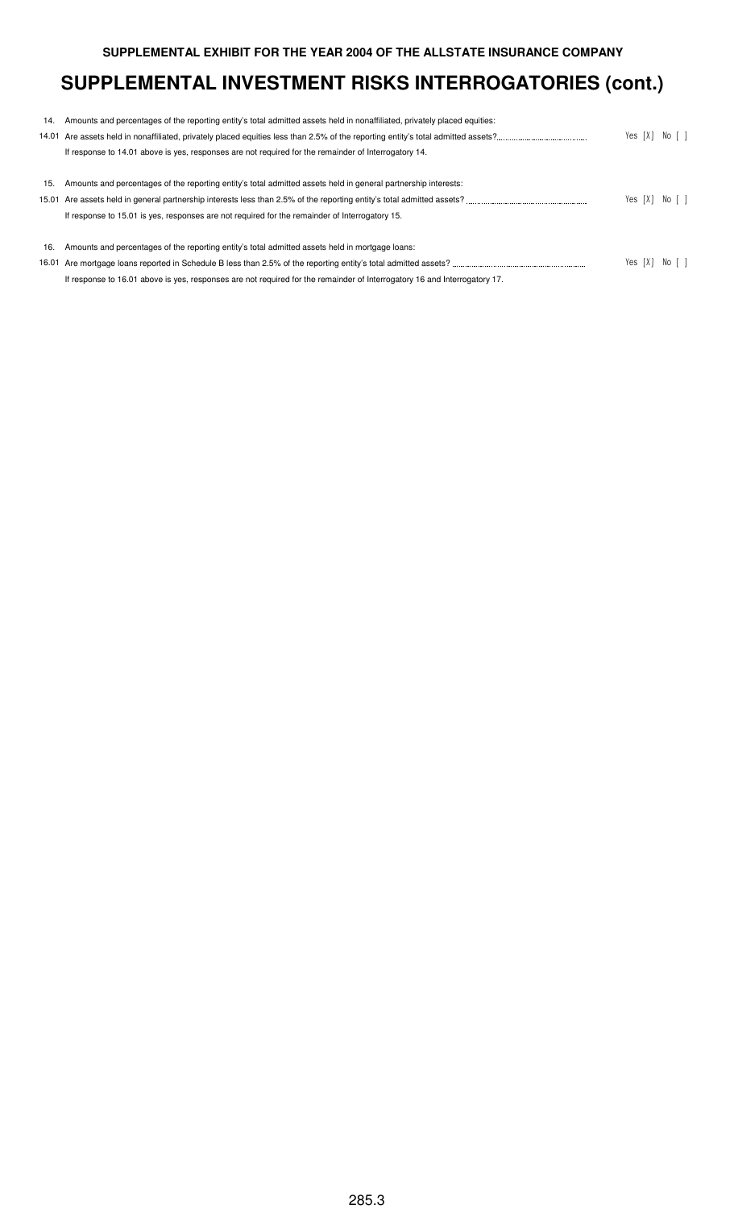**SUPPLEMENTAL EXHIBIT FOR THE YEAR 2004 OF THE ALLSTATE INSURANCE COMPANY**

# SUPPLEMENTAL INVESTMENT RISKS INTERROGATORIES (cont.)

14. Amounts and percentages of the reporting entity's total admitted assets held in nonaffiliated, privately placed equities:

14.01 Are assets held in nonaffiliated, privately placed equities less than 2.5% of the reporting entity's total admitted assets? Yes [X] No [ ]

If response to 14.01 above is yes, responses are not required for the remainder of Interrogatory 14.

15. Amounts and percentages of the reporting entity's total admitted assets held in general partnership interests:

15.01 Are assets held in general partnership interests less than 2.5% of the reporting entity's total admitted assets? Yes [X] No [ ]

If response to 15.01 is yes, responses are not required for the remainder of Interrogatory 15.

16. Amounts and percentages of the reporting entity's total admitted assets held in mortgage loans:

16.01 Are mortgage loans reported in Schedule B less than 2.5% of the reporting entity's total admitted assets? Yes [X] No [ ]

If response to 16.01 above is yes, responses are not required for the remainder of Interrogatory 16 and Interrogatory 17.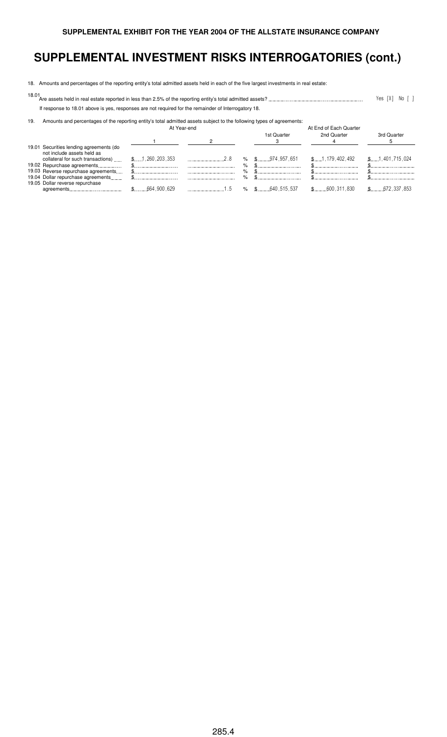**SUPPLEMENTAL EXHIBIT FOR THE YEAR 2004 OF THE ALLSTATE INSURANCE COMPANY**

# SUPPLEMENTAL INVESTMENT RISKS INTERROGATORIES (cont.)

18. Amounts and percentages of the reporting entity's total admitted assets held in each of the five largest investments in real estate:

18.01 Are assets held in real estate reported in less than 2.5% of the reporting entity's total admitted assets? Yes [X] No [ ]

If response to 18.01 above is yes, responses are not required for the remainder of Interrogatory 18.

19. Amounts and percentages of the reporting entity's total admitted assets subject to the following types of agreements:

| | At Year-end | | At End of Each Quarter | | |
|---|---|---|---|---|---|
| | | | 1st Quarter | 2nd Quarter | 3rd Quarter |
| | 1 | 2 | 3 | 4 | 5 |
| 19.01 Securities lending agreements (do not include assets held as collateral for such transactions) | $ 1,260,203,353 | 2.8 % | $ 974,957,651 | $ 1,179,402,492 | $ 1,401,715,024 |
| 19.02 Repurchase agreements | $ | % | $ | $ | $ |
| 19.03 Reverse repurchase agreements | $ | % | $ | $ | $ |
| 19.04 Dollar repurchase agreements | $ | % | $ | $ | $ |
| 19.05 Dollar reverse repurchase agreements | $ 664,900,629 | 1.5 % | $ 640,515,537 | $ 600,311,830 | $ 672,337,853 |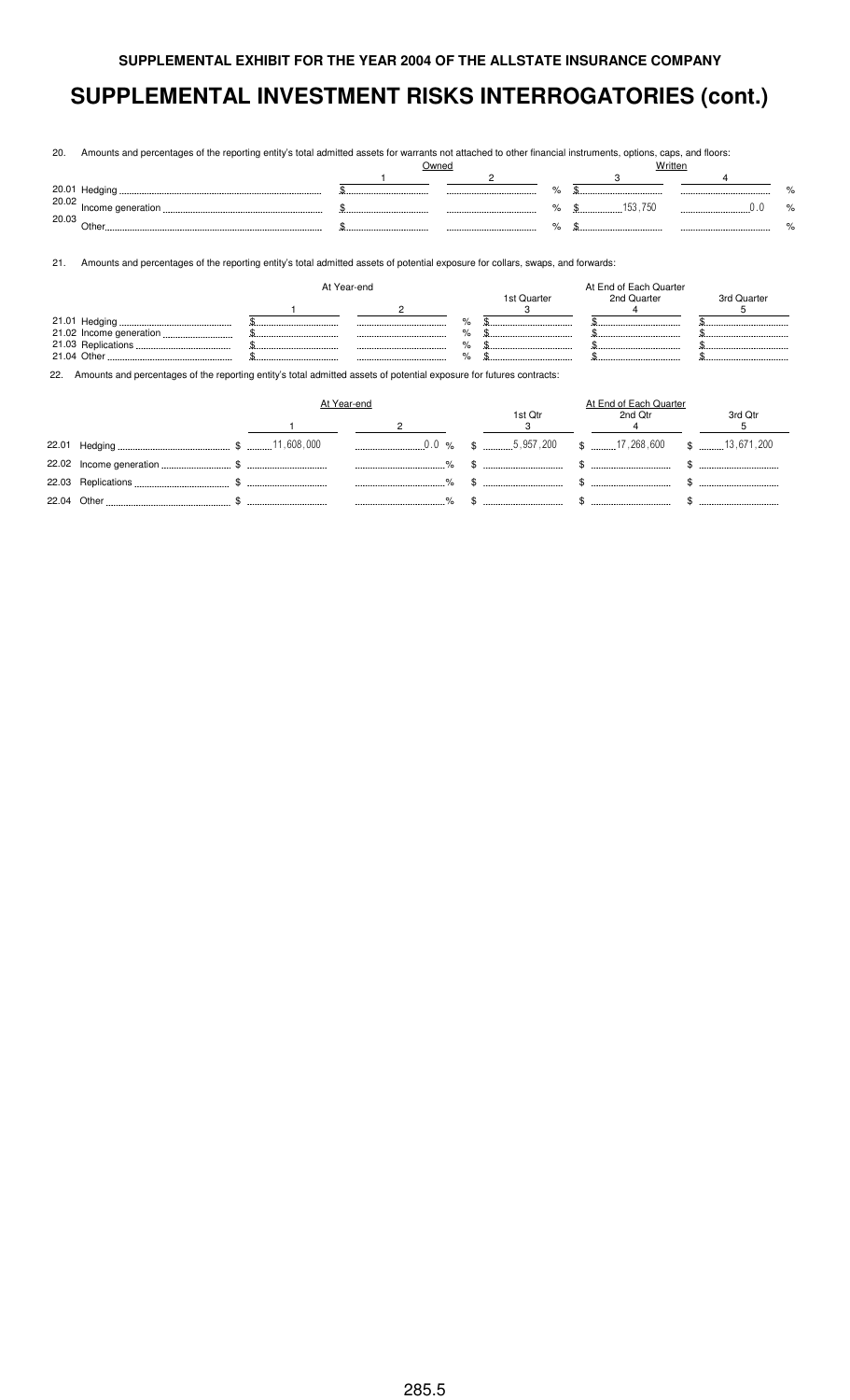SUPPLEMENTAL EXHIBIT FOR THE YEAR 2004 OF THE ALLSTATE INSURANCE COMPANY

# SUPPLEMENTAL INVESTMENT RISKS INTERROGATORIES (cont.)

20. Amounts and percentages of the reporting entity's total admitted assets for warrants not attached to other financial instruments, options, caps, and floors:

| | Owned | | Written | |
|---|---|---|---|---|
| | 1 | 2 | 3 | 4 |
| 20.01 Hedging | $ | % | $ | % |
| 20.02 Income generation | $ | % | $ 153,750 | 0.0 % |
| 20.03 Other | $ | % | $ | % |

21. Amounts and percentages of the reporting entity's total admitted assets of potential exposure for collars, swaps, and forwards:

| | At Year-end | | At End of Each Quarter | | |
|---|---|---|---|---|---|
| | | | 1st Quarter | 2nd Quarter | 3rd Quarter |
| | 1 | 2 | 3 | 4 | 5 |
| 21.01 Hedging | $ | % | $ | $ | $ |
| 21.02 Income generation | $ | % | $ | $ | $ |
| 21.03 Replications | $ | % | $ | $ | $ |
| 21.04 Other | $ | % | $ | $ | $ |

22. Amounts and percentages of the reporting entity's total admitted assets of potential exposure for futures contracts:

| | At Year-end | | At End of Each Quarter | | |
|---|---|---|---|---|---|
| | | | 1st Qtr | 2nd Qtr | 3rd Qtr |
| | 1 | 2 | 3 | 4 | 5 |
| 22.01 Hedging | $ 11,608,000 | 0.0 % | $ 5,957,200 | $ 17,268,600 | $ 13,671,200 |
| 22.02 Income generation | $ | % | $ | $ | $ |
| 22.03 Replications | $ | % | $ | $ | $ |
| 22.04 Other | $ | % | $ | $ | $ |